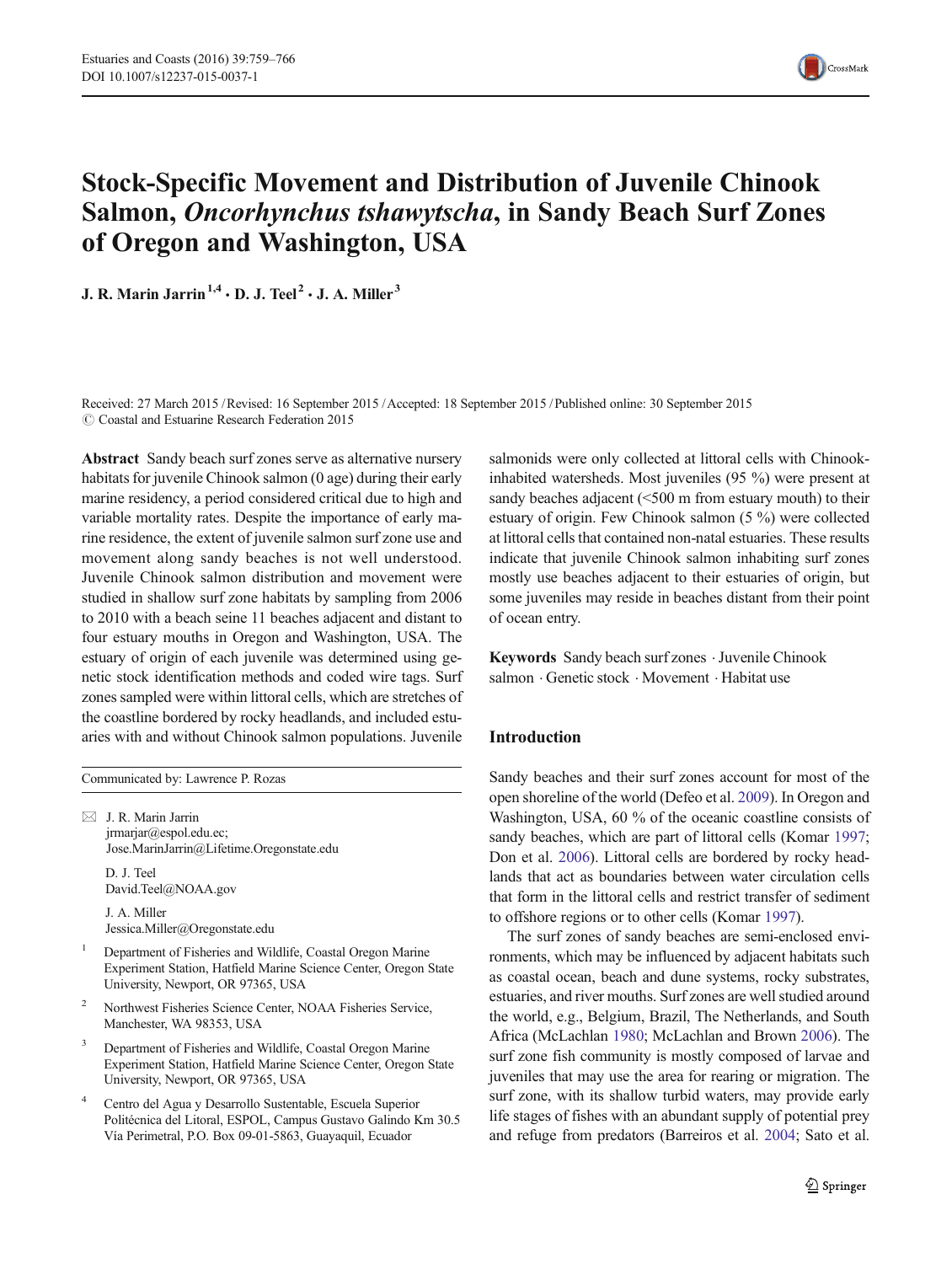# Stock-Specific Movement and Distribution of Juvenile Chinook Salmon, *Oncorhynchus tshawytscha*, in Sandy Beach Surf Zones of Oregon and Washington, USA

**J. R. Marin Jarrin**[1,4] **· D. J. Teel**[2] **· J. A. Miller**[3]

Received: 27 March 2015 / Revised: 16 September 2015 / Accepted: 18 September 2015 / Published online: 30 September 2015
© Coastal and Estuarine Research Federation 2015

**Abstract** Sandy beach surf zones serve as alternative nursery habitats for juvenile Chinook salmon (0 age) during their early marine residency, a period considered critical due to high and variable mortality rates. Despite the importance of early marine residence, the extent of juvenile salmon surf zone use and movement along sandy beaches is not well understood. Juvenile Chinook salmon distribution and movement were studied in shallow surf zone habitats by sampling from 2006 to 2010 with a beach seine 11 beaches adjacent and distant to four estuary mouths in Oregon and Washington, USA. The estuary of origin of each juvenile was determined using genetic stock identification methods and coded wire tags. Surf zones sampled were within littoral cells, which are stretches of the coastline bordered by rocky headlands, and included estuaries with and without Chinook salmon populations. Juvenile salmonids were only collected at littoral cells with Chinook-inhabited watersheds. Most juveniles (95 %) were present at sandy beaches adjacent (<500 m from estuary mouth) to their estuary of origin. Few Chinook salmon (5 %) were collected at littoral cells that contained non-natal estuaries. These results indicate that juvenile Chinook salmon inhabiting surf zones mostly use beaches adjacent to their estuaries of origin, but some juveniles may reside in beaches distant from their point of ocean entry.

**Keywords** Sandy beach surf zones · Juvenile Chinook salmon · Genetic stock · Movement · Habitat use

Communicated by: Lawrence P. Rozas

✉ J. R. Marin Jarrin
jrmarjar@espol.edu.ec;
Jose.MarinJarrin@Lifetime.Oregonstate.edu

D. J. Teel
David.Teel@NOAA.gov

J. A. Miller
Jessica.Miller@Oregonstate.edu

[1] Department of Fisheries and Wildlife, Coastal Oregon Marine Experiment Station, Hatfield Marine Science Center, Oregon State University, Newport, OR 97365, USA

[2] Northwest Fisheries Science Center, NOAA Fisheries Service, Manchester, WA 98353, USA

[3] Department of Fisheries and Wildlife, Coastal Oregon Marine Experiment Station, Hatfield Marine Science Center, Oregon State University, Newport, OR 97365, USA

[4] Centro del Agua y Desarrollo Sustentable, Escuela Superior Politécnica del Litoral, ESPOL, Campus Gustavo Galindo Km 30.5 Vía Perimetral, P.O. Box 09-01-5863, Guayaquil, Ecuador

## Introduction

Sandy beaches and their surf zones account for most of the open shoreline of the world (Defeo et al. 2009). In Oregon and Washington, USA, 60 % of the oceanic coastline consists of sandy beaches, which are part of littoral cells (Komar 1997; Don et al. 2006). Littoral cells are bordered by rocky headlands that act as boundaries between water circulation cells that form in the littoral cells and restrict transfer of sediment to offshore regions or to other cells (Komar 1997).

The surf zones of sandy beaches are semi-enclosed environments, which may be influenced by adjacent habitats such as coastal ocean, beach and dune systems, rocky substrates, estuaries, and river mouths. Surf zones are well studied around the world, e.g., Belgium, Brazil, The Netherlands, and South Africa (McLachlan 1980; McLachlan and Brown 2006). The surf zone fish community is mostly composed of larvae and juveniles that may use the area for rearing or migration. The surf zone, with its shallow turbid waters, may provide early life stages of fishes with an abundant supply of potential prey and refuge from predators (Barreiros et al. 2004; Sato et al.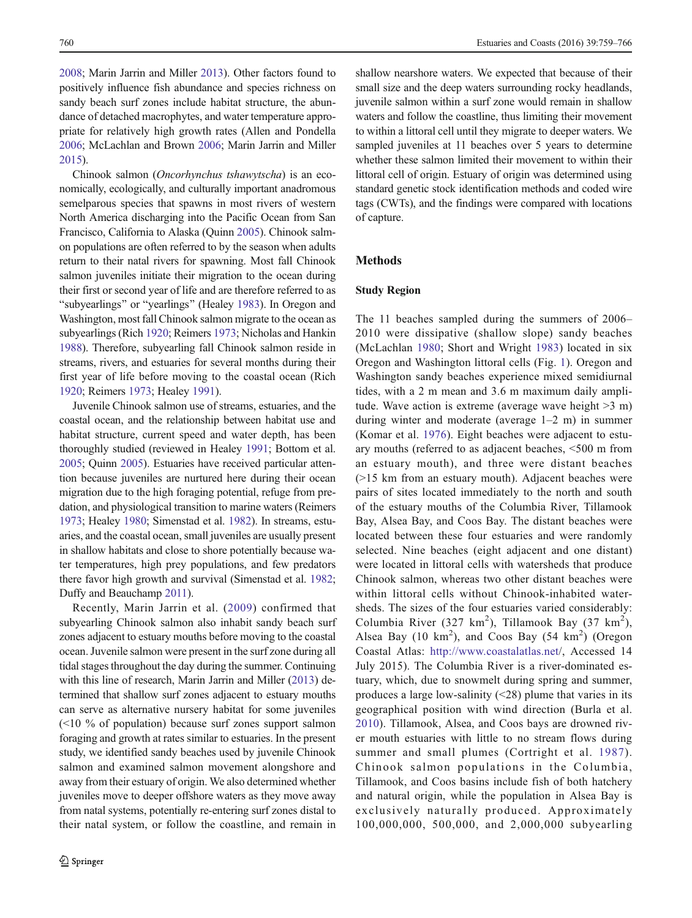2008; Marin Jarrin and Miller 2013). Other factors found to positively influence fish abundance and species richness on sandy beach surf zones include habitat structure, the abundance of detached macrophytes, and water temperature appropriate for relatively high growth rates (Allen and Pondella 2006; McLachlan and Brown 2006; Marin Jarrin and Miller 2015).

Chinook salmon (*Oncorhynchus tshawytscha*) is an economically, ecologically, and culturally important anadromous semelparous species that spawns in most rivers of western North America discharging into the Pacific Ocean from San Francisco, California to Alaska (Quinn 2005). Chinook salmon populations are often referred to by the season when adults return to their natal rivers for spawning. Most fall Chinook salmon juveniles initiate their migration to the ocean during their first or second year of life and are therefore referred to as "subyearlings" or "yearlings" (Healey 1983). In Oregon and Washington, most fall Chinook salmon migrate to the ocean as subyearlings (Rich 1920; Reimers 1973; Nicholas and Hankin 1988). Therefore, subyearling fall Chinook salmon reside in streams, rivers, and estuaries for several months during their first year of life before moving to the coastal ocean (Rich 1920; Reimers 1973; Healey 1991).

Juvenile Chinook salmon use of streams, estuaries, and the coastal ocean, and the relationship between habitat use and habitat structure, current speed and water depth, has been thoroughly studied (reviewed in Healey 1991; Bottom et al. 2005; Quinn 2005). Estuaries have received particular attention because juveniles are nurtured here during their ocean migration due to the high foraging potential, refuge from predation, and physiological transition to marine waters (Reimers 1973; Healey 1980; Simenstad et al. 1982). In streams, estuaries, and the coastal ocean, small juveniles are usually present in shallow habitats and close to shore potentially because water temperatures, high prey populations, and few predators there favor high growth and survival (Simenstad et al. 1982; Duffy and Beauchamp 2011).

Recently, Marin Jarrin et al. (2009) confirmed that subyearling Chinook salmon also inhabit sandy beach surf zones adjacent to estuary mouths before moving to the coastal ocean. Juvenile salmon were present in the surf zone during all tidal stages throughout the day during the summer. Continuing with this line of research, Marin Jarrin and Miller (2013) determined that shallow surf zones adjacent to estuary mouths can serve as alternative nursery habitat for some juveniles (<10 % of population) because surf zones support salmon foraging and growth at rates similar to estuaries. In the present study, we identified sandy beaches used by juvenile Chinook salmon and examined salmon movement alongshore and away from their estuary of origin. We also determined whether juveniles move to deeper offshore waters as they move away from natal systems, potentially re-entering surf zones distal to their natal system, or follow the coastline, and remain in shallow nearshore waters. We expected that because of their small size and the deep waters surrounding rocky headlands, juvenile salmon within a surf zone would remain in shallow waters and follow the coastline, thus limiting their movement to within a littoral cell until they migrate to deeper waters. We sampled juveniles at 11 beaches over 5 years to determine whether these salmon limited their movement to within their littoral cell of origin. Estuary of origin was determined using standard genetic stock identification methods and coded wire tags (CWTs), and the findings were compared with locations of capture.

## Methods

### Study Region

The 11 beaches sampled during the summers of 2006–2010 were dissipative (shallow slope) sandy beaches (McLachlan 1980; Short and Wright 1983) located in six Oregon and Washington littoral cells (Fig. 1). Oregon and Washington sandy beaches experience mixed semidiurnal tides, with a 2 m mean and 3.6 m maximum daily amplitude. Wave action is extreme (average wave height >3 m) during winter and moderate (average 1–2 m) in summer (Komar et al. 1976). Eight beaches were adjacent to estuary mouths (referred to as adjacent beaches, <500 m from an estuary mouth), and three were distant beaches (>15 km from an estuary mouth). Adjacent beaches were pairs of sites located immediately to the north and south of the estuary mouths of the Columbia River, Tillamook Bay, Alsea Bay, and Coos Bay. The distant beaches were located between these four estuaries and were randomly selected. Nine beaches (eight adjacent and one distant) were located in littoral cells with watersheds that produce Chinook salmon, whereas two other distant beaches were within littoral cells without Chinook-inhabited watersheds. The sizes of the four estuaries varied considerably: Columbia River (327 km$^2$), Tillamook Bay (37 km$^2$), Alsea Bay (10 km$^2$), and Coos Bay (54 km$^2$) (Oregon Coastal Atlas: http://www.coastalatlas.net/, Accessed 14 July 2015). The Columbia River is a river-dominated estuary, which, due to snowmelt during spring and summer, produces a large low-salinity (<28) plume that varies in its geographical position with wind direction (Burla et al. 2010). Tillamook, Alsea, and Coos bays are drowned river mouth estuaries with little to no stream flows during summer and small plumes (Cortright et al. 1987). Chinook salmon populations in the Columbia, Tillamook, and Coos basins include fish of both hatchery and natural origin, while the population in Alsea Bay is exclusively naturally produced. Approximately 100,000,000, 500,000, and 2,000,000 subyearling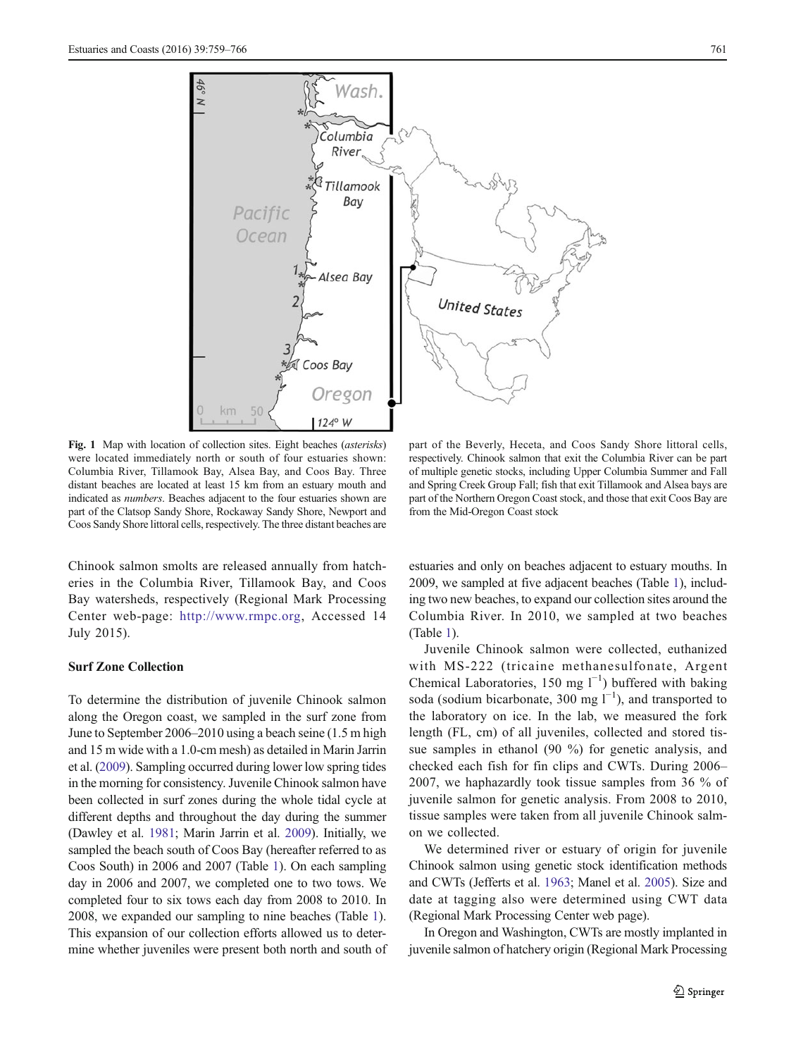**Fig. 1** Map with location of collection sites. Eight beaches (*asterisks*) were located immediately north or south of four estuaries shown: Columbia River, Tillamook Bay, Alsea Bay, and Coos Bay. Three distant beaches are located at least 15 km from an estuary mouth and indicated as *numbers*. Beaches adjacent to the four estuaries shown are part of the Clatsop Sandy Shore, Rockaway Sandy Shore, Newport and Coos Sandy Shore littoral cells, respectively. The three distant beaches are part of the Beverly, Heceta, and Coos Sandy Shore littoral cells, respectively. Chinook salmon that exit the Columbia River can be part of multiple genetic stocks, including Upper Columbia Summer and Fall and Spring Creek Group Fall; fish that exit Tillamook and Alsea bays are part of the Northern Oregon Coast stock, and those that exit Coos Bay are from the Mid-Oregon Coast stock

Chinook salmon smolts are released annually from hatcheries in the Columbia River, Tillamook Bay, and Coos Bay watersheds, respectively (Regional Mark Processing Center web-page: http://www.rmpc.org, Accessed 14 July 2015).

### Surf Zone Collection

To determine the distribution of juvenile Chinook salmon along the Oregon coast, we sampled in the surf zone from June to September 2006–2010 using a beach seine (1.5 m high and 15 m wide with a 1.0-cm mesh) as detailed in Marin Jarrin et al. (2009). Sampling occurred during lower low spring tides in the morning for consistency. Juvenile Chinook salmon have been collected in surf zones during the whole tidal cycle at different depths and throughout the day during the summer (Dawley et al. 1981; Marin Jarrin et al. 2009). Initially, we sampled the beach south of Coos Bay (hereafter referred to as Coos South) in 2006 and 2007 (Table 1). On each sampling day in 2006 and 2007, we completed one to two tows. We completed four to six tows each day from 2008 to 2010. In 2008, we expanded our sampling to nine beaches (Table 1). This expansion of our collection efforts allowed us to determine whether juveniles were present both north and south of estuaries and only on beaches adjacent to estuary mouths. In 2009, we sampled at five adjacent beaches (Table 1), including two new beaches, to expand our collection sites around the Columbia River. In 2010, we sampled at two beaches (Table 1).

Juvenile Chinook salmon were collected, euthanized with MS-222 (tricaine methanesulfonate, Argent Chemical Laboratories, 150 mg $l^{-1}$) buffered with baking soda (sodium bicarbonate, 300 mg $l^{-1}$), and transported to the laboratory on ice. In the lab, we measured the fork length (FL, cm) of all juveniles, collected and stored tissue samples in ethanol (90 %) for genetic analysis, and checked each fish for fin clips and CWTs. During 2006–2007, we haphazardly took tissue samples from 36 % of juvenile salmon for genetic analysis. From 2008 to 2010, tissue samples were taken from all juvenile Chinook salmon we collected.

We determined river or estuary of origin for juvenile Chinook salmon using genetic stock identification methods and CWTs (Jefferts et al. 1963; Manel et al. 2005). Size and date at tagging also were determined using CWT data (Regional Mark Processing Center web page).

In Oregon and Washington, CWTs are mostly implanted in juvenile salmon of hatchery origin (Regional Mark Processing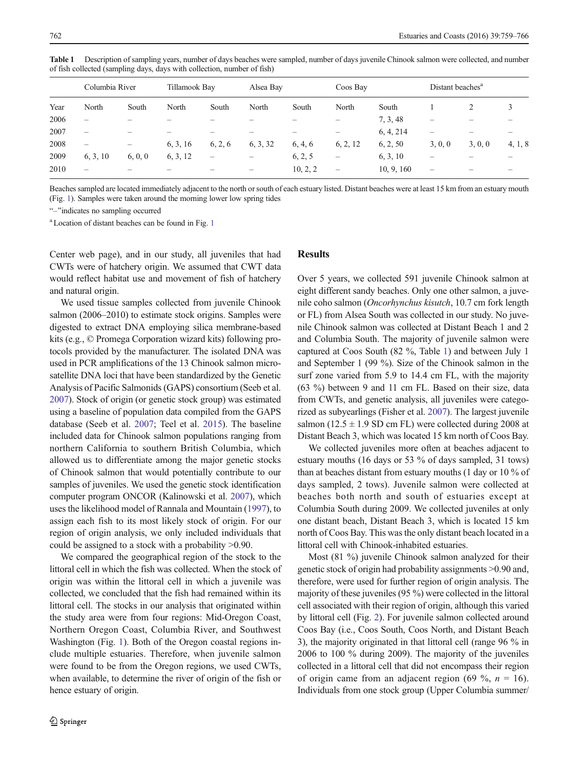**Table 1** Description of sampling years, number of days beaches were sampled, number of days juvenile Chinook salmon were collected, and number of fish collected (sampling days, days with collection, number of fish)

| | Columbia River | | Tillamook Bay | | Alsea Bay | | Coos Bay | | Distant beaches[a] | | |
|---|---|---|---|---|---|---|---|---|---|---|---|
| Year | North | South | North | South | North | South | North | South | 1 | 2 | 3 |
| 2006 | – | – | – | – | – | – | – | 7, 3, 48 | – | – | – |
| 2007 | – | – | – | – | – | – | – | 6, 4, 214 | – | – | – |
| 2008 | – | – | 6, 3, 16 | 6, 2, 6 | 6, 3, 32 | 6, 4, 6 | 6, 2, 12 | 6, 2, 50 | 3, 0, 0 | 3, 0, 0 | 4, 1, 8 |
| 2009 | 6, 3, 10 | 6, 0, 0 | 6, 3, 12 | – | – | 6, 2, 5 | – | 6, 3, 10 | – | – | – |
| 2010 | – | – | – | – | – | 10, 2, 2 | – | 10, 9, 160 | – | – | – |

Beaches sampled are located immediately adjacent to the north or south of each estuary listed. Distant beaches were at least 15 km from an estuary mouth (Fig. 1). Samples were taken around the morning lower low spring tides

"–"indicates no sampling occurred

[a] Location of distant beaches can be found in Fig. 1

Center web page), and in our study, all juveniles that had CWTs were of hatchery origin. We assumed that CWT data would reflect habitat use and movement of fish of hatchery and natural origin.

We used tissue samples collected from juvenile Chinook salmon (2006–2010) to estimate stock origins. Samples were digested to extract DNA employing silica membrane-based kits (e.g., © Promega Corporation wizard kits) following protocols provided by the manufacturer. The isolated DNA was used in PCR amplifications of the 13 Chinook salmon microsatellite DNA loci that have been standardized by the Genetic Analysis of Pacific Salmonids (GAPS) consortium (Seeb et al. 2007). Stock of origin (or genetic stock group) was estimated using a baseline of population data compiled from the GAPS database (Seeb et al. 2007; Teel et al. 2015). The baseline included data for Chinook salmon populations ranging from northern California to southern British Columbia, which allowed us to differentiate among the major genetic stocks of Chinook salmon that would potentially contribute to our samples of juveniles. We used the genetic stock identification computer program ONCOR (Kalinowski et al. 2007), which uses the likelihood model of Rannala and Mountain (1997), to assign each fish to its most likely stock of origin. For our region of origin analysis, we only included individuals that could be assigned to a stock with a probability >0.90.

We compared the geographical region of the stock to the littoral cell in which the fish was collected. When the stock of origin was within the littoral cell in which a juvenile was collected, we concluded that the fish had remained within its littoral cell. The stocks in our analysis that originated within the study area were from four regions: Mid-Oregon Coast, Northern Oregon Coast, Columbia River, and Southwest Washington (Fig. 1). Both of the Oregon coastal regions include multiple estuaries. Therefore, when juvenile salmon were found to be from the Oregon regions, we used CWTs, when available, to determine the river of origin of the fish or hence estuary of origin.

## Results

Over 5 years, we collected 591 juvenile Chinook salmon at eight different sandy beaches. Only one other salmon, a juvenile coho salmon (*Oncorhynchus kisutch*, 10.7 cm fork length or FL) from Alsea South was collected in our study. No juvenile Chinook salmon was collected at Distant Beach 1 and 2 and Columbia South. The majority of juvenile salmon were captured at Coos South (82 %, Table 1) and between July 1 and September 1 (99 %). Size of the Chinook salmon in the surf zone varied from 5.9 to 14.4 cm FL, with the majority (63 %) between 9 and 11 cm FL. Based on their size, data from CWTs, and genetic analysis, all juveniles were categorized as subyearlings (Fisher et al. 2007). The largest juvenile salmon (12.5 ± 1.9 SD cm FL) were collected during 2008 at Distant Beach 3, which was located 15 km north of Coos Bay.

We collected juveniles more often at beaches adjacent to estuary mouths (16 days or 53 % of days sampled, 31 tows) than at beaches distant from estuary mouths (1 day or 10 % of days sampled, 2 tows). Juvenile salmon were collected at beaches both north and south of estuaries except at Columbia South during 2009. We collected juveniles at only one distant beach, Distant Beach 3, which is located 15 km north of Coos Bay. This was the only distant beach located in a littoral cell with Chinook-inhabited estuaries.

Most (81 %) juvenile Chinook salmon analyzed for their genetic stock of origin had probability assignments >0.90 and, therefore, were used for further region of origin analysis. The majority of these juveniles (95 %) were collected in the littoral cell associated with their region of origin, although this varied by littoral cell (Fig. 2). For juvenile salmon collected around Coos Bay (i.e., Coos South, Coos North, and Distant Beach 3), the majority originated in that littoral cell (range 96 % in 2006 to 100 % during 2009). The majority of the juveniles collected in a littoral cell that did not encompass their region of origin came from an adjacent region (69 %, $n$ = 16). Individuals from one stock group (Upper Columbia summer/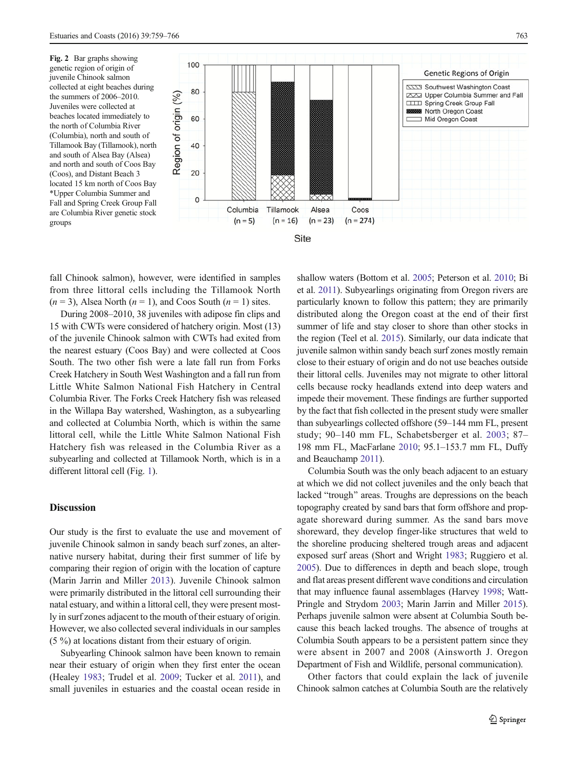**Fig. 2** Bar graphs showing genetic region of origin of juvenile Chinook salmon collected at eight beaches during the summers of 2006–2010. Juveniles were collected at beaches located immediately to the north of Columbia River (Columbia), north and south of Tillamook Bay (Tillamook), north and south of Alsea Bay (Alsea) and north and south of Coos Bay (Coos), and Distant Beach 3 located 15 km north of Coos Bay *Upper Columbia Summer and Fall and Spring Creek Group Fall are Columbia River genetic stock groups

fall Chinook salmon), however, were identified in samples from three littoral cells including the Tillamook North ($n = 3$), Alsea North ($n = 1$), and Coos South ($n = 1$) sites.

During 2008–2010, 38 juveniles with adipose fin clips and 15 with CWTs were considered of hatchery origin. Most (13) of the juvenile Chinook salmon with CWTs had exited from the nearest estuary (Coos Bay) and were collected at Coos South. The two other fish were a late fall run from Forks Creek Hatchery in South West Washington and a fall run from Little White Salmon National Fish Hatchery in Central Columbia River. The Forks Creek Hatchery fish was released in the Willapa Bay watershed, Washington, as a subyearling and collected at Columbia North, which is within the same littoral cell, while the Little White Salmon National Fish Hatchery fish was released in the Columbia River as a subyearling and collected at Tillamook North, which is in a different littoral cell (Fig. 1).

## Discussion

Our study is the first to evaluate the use and movement of juvenile Chinook salmon in sandy beach surf zones, an alternative nursery habitat, during their first summer of life by comparing their region of origin with the location of capture (Marin Jarrin and Miller 2013). Juvenile Chinook salmon were primarily distributed in the littoral cell surrounding their natal estuary, and within a littoral cell, they were present mostly in surf zones adjacent to the mouth of their estuary of origin. However, we also collected several individuals in our samples (5 %) at locations distant from their estuary of origin.

Subyearling Chinook salmon have been known to remain near their estuary of origin when they first enter the ocean (Healey 1983; Trudel et al. 2009; Tucker et al. 2011), and small juveniles in estuaries and the coastal ocean reside in shallow waters (Bottom et al. 2005; Peterson et al. 2010; Bi et al. 2011). Subyearlings originating from Oregon rivers are particularly known to follow this pattern; they are primarily distributed along the Oregon coast at the end of their first summer of life and stay closer to shore than other stocks in the region (Teel et al. 2015). Similarly, our data indicate that juvenile salmon within sandy beach surf zones mostly remain close to their estuary of origin and do not use beaches outside their littoral cells. Juveniles may not migrate to other littoral cells because rocky headlands extend into deep waters and impede their movement. These findings are further supported by the fact that fish collected in the present study were smaller than subyearlings collected offshore (59–144 mm FL, present study; 90–140 mm FL, Schabetsberger et al. 2003; 87–198 mm FL, MacFarlane 2010; 95.1–153.7 mm FL, Duffy and Beauchamp 2011).

Columbia South was the only beach adjacent to an estuary at which we did not collect juveniles and the only beach that lacked "trough" areas. Troughs are depressions on the beach topography created by sand bars that form offshore and propagate shoreward during summer. As the sand bars move shoreward, they develop finger-like structures that weld to the shoreline producing sheltered trough areas and adjacent exposed surf areas (Short and Wright 1983; Ruggiero et al. 2005). Due to differences in depth and beach slope, trough and flat areas present different wave conditions and circulation that may influence faunal assemblages (Harvey 1998; Watt-Pringle and Strydom 2003; Marin Jarrin and Miller 2015). Perhaps juvenile salmon were absent at Columbia South because this beach lacked troughs. The absence of troughs at Columbia South appears to be a persistent pattern since they were absent in 2007 and 2008 (Ainsworth J. Oregon Department of Fish and Wildlife, personal communication).

Other factors that could explain the lack of juvenile Chinook salmon catches at Columbia South are the relatively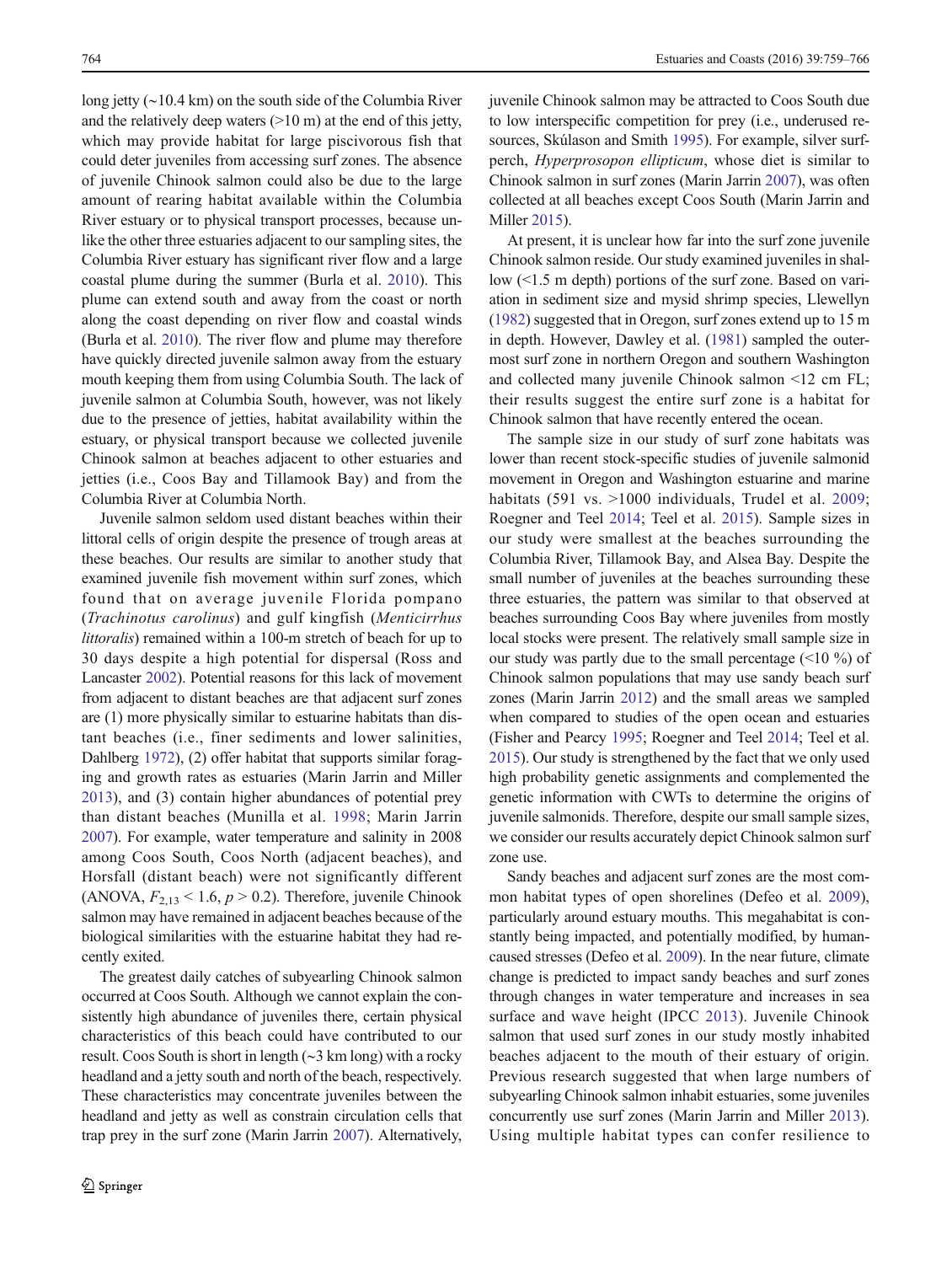long jetty (~10.4 km) on the south side of the Columbia River and the relatively deep waters (>10 m) at the end of this jetty, which may provide habitat for large piscivorous fish that could deter juveniles from accessing surf zones. The absence of juvenile Chinook salmon could also be due to the large amount of rearing habitat available within the Columbia River estuary or to physical transport processes, because unlike the other three estuaries adjacent to our sampling sites, the Columbia River estuary has significant river flow and a large coastal plume during the summer (Burla et al. 2010). This plume can extend south and away from the coast or north along the coast depending on river flow and coastal winds (Burla et al. 2010). The river flow and plume may therefore have quickly directed juvenile salmon away from the estuary mouth keeping them from using Columbia South. The lack of juvenile salmon at Columbia South, however, was not likely due to the presence of jetties, habitat availability within the estuary, or physical transport because we collected juvenile Chinook salmon at beaches adjacent to other estuaries and jetties (i.e., Coos Bay and Tillamook Bay) and from the Columbia River at Columbia North.

Juvenile salmon seldom used distant beaches within their littoral cells of origin despite the presence of trough areas at these beaches. Our results are similar to another study that examined juvenile fish movement within surf zones, which found that on average juvenile Florida pompano (*Trachinotus carolinus*) and gulf kingfish (*Menticirrhus littoralis*) remained within a 100-m stretch of beach for up to 30 days despite a high potential for dispersal (Ross and Lancaster 2002). Potential reasons for this lack of movement from adjacent to distant beaches are that adjacent surf zones are (1) more physically similar to estuarine habitats than distant beaches (i.e., finer sediments and lower salinities, Dahlberg 1972), (2) offer habitat that supports similar foraging and growth rates as estuaries (Marin Jarrin and Miller 2013), and (3) contain higher abundances of potential prey than distant beaches (Munilla et al. 1998; Marin Jarrin 2007). For example, water temperature and salinity in 2008 among Coos South, Coos North (adjacent beaches), and Horsfall (distant beach) were not significantly different (ANOVA, $F_{2,13} < 1.6$, $p > 0.2$). Therefore, juvenile Chinook salmon may have remained in adjacent beaches because of the biological similarities with the estuarine habitat they had recently exited.

The greatest daily catches of subyearling Chinook salmon occurred at Coos South. Although we cannot explain the consistently high abundance of juveniles there, certain physical characteristics of this beach could have contributed to our result. Coos South is short in length (~3 km long) with a rocky headland and a jetty south and north of the beach, respectively. These characteristics may concentrate juveniles between the headland and jetty as well as constrain circulation cells that trap prey in the surf zone (Marin Jarrin 2007). Alternatively, juvenile Chinook salmon may be attracted to Coos South due to low interspecific competition for prey (i.e., underused resources, Skúlason and Smith 1995). For example, silver surfperch, *Hyperprosopon ellipticum*, whose diet is similar to Chinook salmon in surf zones (Marin Jarrin 2007), was often collected at all beaches except Coos South (Marin Jarrin and Miller 2015).

At present, it is unclear how far into the surf zone juvenile Chinook salmon reside. Our study examined juveniles in shallow (<1.5 m depth) portions of the surf zone. Based on variation in sediment size and mysid shrimp species, Llewellyn (1982) suggested that in Oregon, surf zones extend up to 15 m in depth. However, Dawley et al. (1981) sampled the outermost surf zone in northern Oregon and southern Washington and collected many juvenile Chinook salmon <12 cm FL; their results suggest the entire surf zone is a habitat for Chinook salmon that have recently entered the ocean.

The sample size in our study of surf zone habitats was lower than recent stock-specific studies of juvenile salmonid movement in Oregon and Washington estuarine and marine habitats (591 vs. >1000 individuals, Trudel et al. 2009; Roegner and Teel 2014; Teel et al. 2015). Sample sizes in our study were smallest at the beaches surrounding the Columbia River, Tillamook Bay, and Alsea Bay. Despite the small number of juveniles at the beaches surrounding these three estuaries, the pattern was similar to that observed at beaches surrounding Coos Bay where juveniles from mostly local stocks were present. The relatively small sample size in our study was partly due to the small percentage (<10 %) of Chinook salmon populations that may use sandy beach surf zones (Marin Jarrin 2012) and the small areas we sampled when compared to studies of the open ocean and estuaries (Fisher and Pearcy 1995; Roegner and Teel 2014; Teel et al. 2015). Our study is strengthened by the fact that we only used high probability genetic assignments and complemented the genetic information with CWTs to determine the origins of juvenile salmonids. Therefore, despite our small sample sizes, we consider our results accurately depict Chinook salmon surf zone use.

Sandy beaches and adjacent surf zones are the most common habitat types of open shorelines (Defeo et al. 2009), particularly around estuary mouths. This megahabitat is constantly being impacted, and potentially modified, by human-caused stresses (Defeo et al. 2009). In the near future, climate change is predicted to impact sandy beaches and surf zones through changes in water temperature and increases in sea surface and wave height (IPCC 2013). Juvenile Chinook salmon that used surf zones in our study mostly inhabited beaches adjacent to the mouth of their estuary of origin. Previous research suggested that when large numbers of subyearling Chinook salmon inhabit estuaries, some juveniles concurrently use surf zones (Marin Jarrin and Miller 2013). Using multiple habitat types can confer resilience to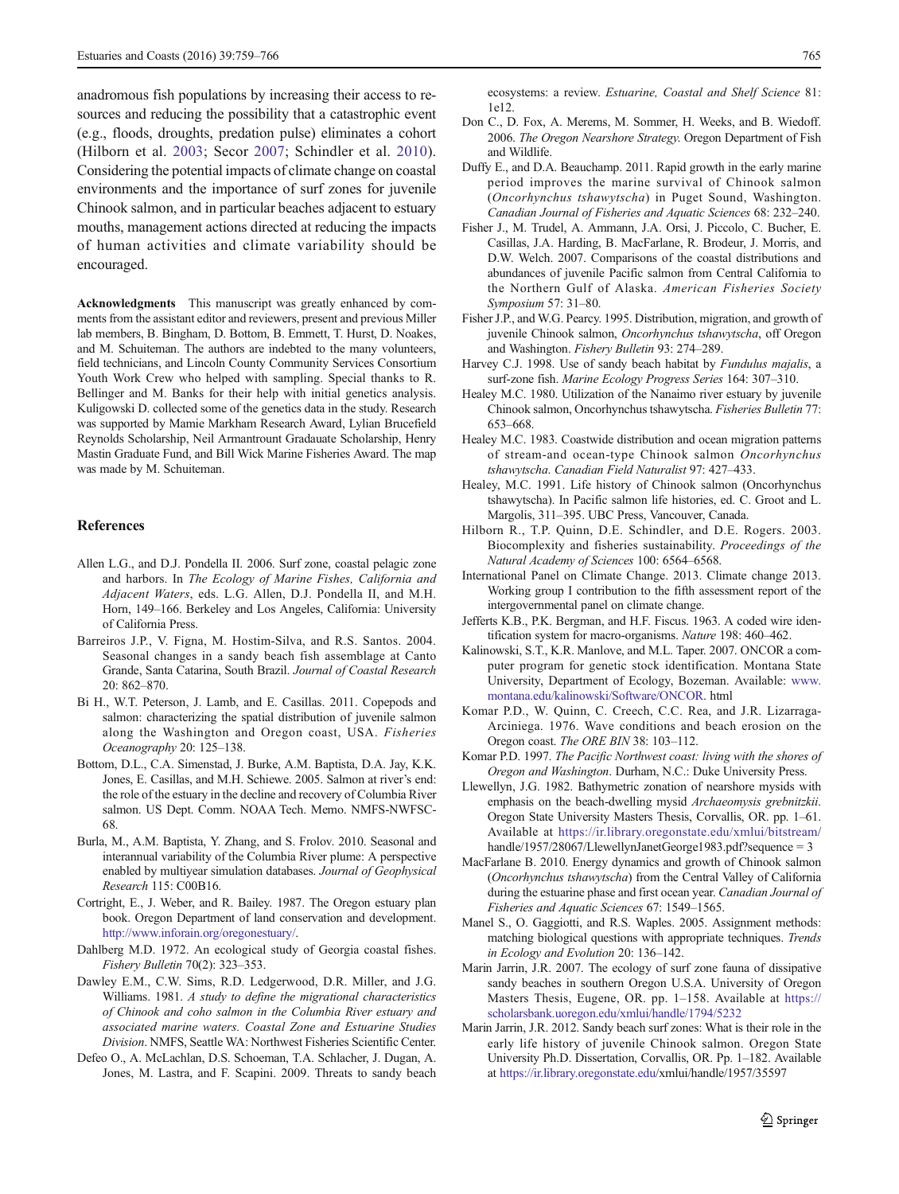anadromous fish populations by increasing their access to resources and reducing the possibility that a catastrophic event (e.g., floods, droughts, predation pulse) eliminates a cohort (Hilborn et al. 2003; Secor 2007; Schindler et al. 2010). Considering the potential impacts of climate change on coastal environments and the importance of surf zones for juvenile Chinook salmon, and in particular beaches adjacent to estuary mouths, management actions directed at reducing the impacts of human activities and climate variability should be encouraged.

**Acknowledgments** This manuscript was greatly enhanced by comments from the assistant editor and reviewers, present and previous Miller lab members, B. Bingham, D. Bottom, B. Emmett, T. Hurst, D. Noakes, and M. Schuiteman. The authors are indebted to the many volunteers, field technicians, and Lincoln County Community Services Consortium Youth Work Crew who helped with sampling. Special thanks to R. Bellinger and M. Banks for their help with initial genetics analysis. Kuligowski D. collected some of the genetics data in the study. Research was supported by Mamie Markham Research Award, Lylian Brucefield Reynolds Scholarship, Neil Armantrount Gradaute Scholarship, Henry Mastin Graduate Fund, and Bill Wick Marine Fisheries Award. The map was made by M. Schuiteman.

## References

Allen L.G., and D.J. Pondella II. 2006. Surf zone, coastal pelagic zone and harbors. In *The Ecology of Marine Fishes, California and Adjacent Waters*, eds. L.G. Allen, D.J. Pondella II, and M.H. Horn, 149–166. Berkeley and Los Angeles, California: University of California Press.

Barreiros J.P., V. Figna, M. Hostim-Silva, and R.S. Santos. 2004. Seasonal changes in a sandy beach fish assemblage at Canto Grande, Santa Catarina, South Brazil. *Journal of Coastal Research* 20: 862–870.

Bi H., W.T. Peterson, J. Lamb, and E. Casillas. 2011. Copepods and salmon: characterizing the spatial distribution of juvenile salmon along the Washington and Oregon coast, USA. *Fisheries Oceanography* 20: 125–138.

Bottom, D.L., C.A. Simenstad, J. Burke, A.M. Baptista, D.A. Jay, K.K. Jones, E. Casillas, and M.H. Schiewe. 2005. Salmon at river's end: the role of the estuary in the decline and recovery of Columbia River salmon. US Dept. Comm. NOAA Tech. Memo. NMFS-NWFSC-68.

Burla, M., A.M. Baptista, Y. Zhang, and S. Frolov. 2010. Seasonal and interannual variability of the Columbia River plume: A perspective enabled by multiyear simulation databases. *Journal of Geophysical Research* 115: C00B16.

Cortright, E., J. Weber, and R. Bailey. 1987. The Oregon estuary plan book. Oregon Department of land conservation and development. http://www.inforain.org/oregonestuary/.

Dahlberg M.D. 1972. An ecological study of Georgia coastal fishes. *Fishery Bulletin* 70(2): 323–353.

Dawley E.M., C.W. Sims, R.D. Ledgerwood, D.R. Miller, and J.G. Williams. 1981. *A study to define the migrational characteristics of Chinook and coho salmon in the Columbia River estuary and associated marine waters. Coastal Zone and Estuarine Studies Division*. NMFS, Seattle WA: Northwest Fisheries Scientific Center.

Defeo O., A. McLachlan, D.S. Schoeman, T.A. Schlacher, J. Dugan, A. Jones, M. Lastra, and F. Scapini. 2009. Threats to sandy beach ecosystems: a review. *Estuarine, Coastal and Shelf Science* 81: 1e12.

Don C., D. Fox, A. Merems, M. Sommer, H. Weeks, and B. Wiedoff. 2006. *The Oregon Nearshore Strategy*. Oregon Department of Fish and Wildlife.

Duffy E., and D.A. Beauchamp. 2011. Rapid growth in the early marine period improves the marine survival of Chinook salmon (*Oncorhynchus tshawytscha*) in Puget Sound, Washington. *Canadian Journal of Fisheries and Aquatic Sciences* 68: 232–240.

Fisher J., M. Trudel, A. Ammann, J.A. Orsi, J. Piccolo, C. Bucher, E. Casillas, J.A. Harding, B. MacFarlane, R. Brodeur, J. Morris, and D.W. Welch. 2007. Comparisons of the coastal distributions and abundances of juvenile Pacific salmon from Central California to the Northern Gulf of Alaska. *American Fisheries Society Symposium* 57: 31–80.

Fisher J.P., and W.G. Pearcy. 1995. Distribution, migration, and growth of juvenile Chinook salmon, *Oncorhynchus tshawytscha*, off Oregon and Washington. *Fishery Bulletin* 93: 274–289.

Harvey C.J. 1998. Use of sandy beach habitat by *Fundulus majalis*, a surf-zone fish. *Marine Ecology Progress Series* 164: 307–310.

Healey M.C. 1980. Utilization of the Nanaimo river estuary by juvenile Chinook salmon, Oncorhynchus tshawytscha. *Fisheries Bulletin* 77: 653–668.

Healey M.C. 1983. Coastwide distribution and ocean migration patterns of stream-and ocean-type Chinook salmon *Oncorhynchus tshawytscha*. *Canadian Field Naturalist* 97: 427–433.

Healey, M.C. 1991. Life history of Chinook salmon (Oncorhynchus tshawytscha). In Pacific salmon life histories, ed. C. Groot and L. Margolis, 311–395. UBC Press, Vancouver, Canada.

Hilborn R., T.P. Quinn, D.E. Schindler, and D.E. Rogers. 2003. Biocomplexity and fisheries sustainability. *Proceedings of the Natural Academy of Sciences* 100: 6564–6568.

International Panel on Climate Change. 2013. Climate change 2013. Working group I contribution to the fifth assessment report of the intergovernmental panel on climate change.

Jefferts K.B., P.K. Bergman, and H.F. Fiscus. 1963. A coded wire identification system for macro-organisms. *Nature* 198: 460–462.

Kalinowski, S.T., K.R. Manlove, and M.L. Taper. 2007. ONCOR a computer program for genetic stock identification. Montana State University, Department of Ecology, Bozeman. Available: www.montana.edu/kalinowski/Software/ONCOR. html

Komar P.D., W. Quinn, C. Creech, C.C. Rea, and J.R. Lizarraga-Arciniega. 1976. Wave conditions and beach erosion on the Oregon coast. *The ORE BIN* 38: 103–112.

Komar P.D. 1997. *The Pacific Northwest coast: living with the shores of Oregon and Washington*. Durham, N.C.: Duke University Press.

Llewellyn, J.G. 1982. Bathymetric zonation of nearshore mysids with emphasis on the beach-dwelling mysid *Archaeomysis grebnitzkii*. Oregon State University Masters Thesis, Corvallis, OR. pp. 1–61. Available at https://ir.library.oregonstate.edu/xmlui/bitstream/handle/1957/28067/LlewellynJanetGeorge1983.pdf?sequence = 3

MacFarlane B. 2010. Energy dynamics and growth of Chinook salmon (*Oncorhynchus tshawytscha*) from the Central Valley of California during the estuarine phase and first ocean year. *Canadian Journal of Fisheries and Aquatic Sciences* 67: 1549–1565.

Manel S., O. Gaggiotti, and R.S. Waples. 2005. Assignment methods: matching biological questions with appropriate techniques. *Trends in Ecology and Evolution* 20: 136–142.

Marin Jarrin, J.R. 2007. The ecology of surf zone fauna of dissipative sandy beaches in southern Oregon U.S.A. University of Oregon Masters Thesis, Eugene, OR. pp. 1–158. Available at https://scholarsbank.uoregon.edu/xmlui/handle/1794/5232

Marin Jarrin, J.R. 2012. Sandy beach surf zones: What is their role in the early life history of juvenile Chinook salmon. Oregon State University Ph.D. Dissertation, Corvallis, OR. Pp. 1–182. Available at https://ir.library.oregonstate.edu/xmlui/handle/1957/35597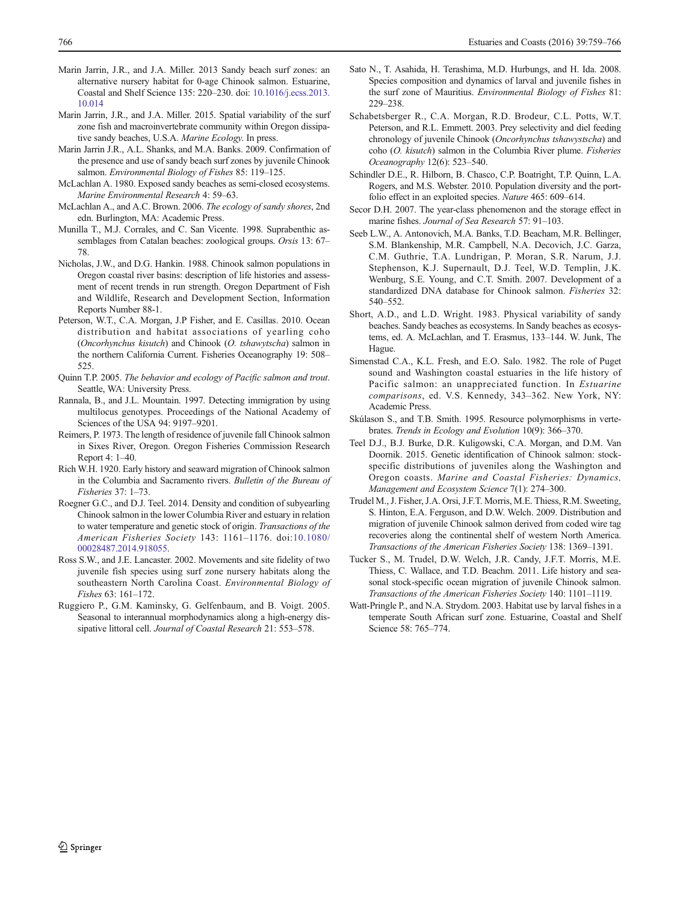Marin Jarrin, J.R., and J.A. Miller. 2013 Sandy beach surf zones: an alternative nursery habitat for 0-age Chinook salmon. Estuarine, Coastal and Shelf Science 135: 220–230. doi: 10.1016/j.ecss.2013.10.014

Marin Jarrin, J.R., and J.A. Miller. 2015. Spatial variability of the surf zone fish and macroinvertebrate community within Oregon dissipative sandy beaches, U.S.A. *Marine Ecology.* In press.

Marin Jarrin J.R., A.L. Shanks, and M.A. Banks. 2009. Confirmation of the presence and use of sandy beach surf zones by juvenile Chinook salmon. *Environmental Biology of Fishes* 85: 119–125.

McLachlan A. 1980. Exposed sandy beaches as semi-closed ecosystems. *Marine Environmental Research* 4: 59–63.

McLachlan A., and A.C. Brown. 2006. *The ecology of sandy shores*, 2nd edn. Burlington, MA: Academic Press.

Munilla T., M.J. Corrales, and C. San Vicente. 1998. Suprabenthic assemblages from Catalan beaches: zoological groups. *Orsis* 13: 67–78.

Nicholas, J.W., and D.G. Hankin. 1988. Chinook salmon populations in Oregon coastal river basins: description of life histories and assessment of recent trends in run strength. Oregon Department of Fish and Wildlife, Research and Development Section, Information Reports Number 88-1.

Peterson, W.T., C.A. Morgan, J.P Fisher, and E. Casillas. 2010. Ocean distribution and habitat associations of yearling coho (*Oncorhynchus kisutch*) and Chinook (*O. tshawytscha*) salmon in the northern California Current. Fisheries Oceanography 19: 508–525.

Quinn T.P. 2005. *The behavior and ecology of Pacific salmon and trout*. Seattle, WA: University Press.

Rannala, B., and J.L. Mountain. 1997. Detecting immigration by using multilocus genotypes. Proceedings of the National Academy of Sciences of the USA 94: 9197–9201.

Reimers, P. 1973. The length of residence of juvenile fall Chinook salmon in Sixes River, Oregon. Oregon Fisheries Commission Research Report 4: 1–40.

Rich W.H. 1920. Early history and seaward migration of Chinook salmon in the Columbia and Sacramento rivers. *Bulletin of the Bureau of Fisheries* 37: 1–73.

Roegner G.C., and D.J. Teel. 2014. Density and condition of subyearling Chinook salmon in the lower Columbia River and estuary in relation to water temperature and genetic stock of origin. *Transactions of the American Fisheries Society* 143: 1161–1176. doi:10.1080/00028487.2014.918055.

Ross S.W., and J.E. Lancaster. 2002. Movements and site fidelity of two juvenile fish species using surf zone nursery habitats along the southeastern North Carolina Coast. *Environmental Biology of Fishes* 63: 161–172.

Ruggiero P., G.M. Kaminsky, G. Gelfenbaum, and B. Voigt. 2005. Seasonal to interannual morphodynamics along a high-energy dissipative littoral cell. *Journal of Coastal Research* 21: 553–578.

Sato N., T. Asahida, H. Terashima, M.D. Hurbungs, and H. Ida. 2008. Species composition and dynamics of larval and juvenile fishes in the surf zone of Mauritius. *Environmental Biology of Fishes* 81: 229–238.

Schabetsberger R., C.A. Morgan, R.D. Brodeur, C.L. Potts, W.T. Peterson, and R.L. Emmett. 2003. Prey selectivity and diel feeding chronology of juvenile Chinook (*Oncorhynchus tshawystscha*) and coho (*O. kisutch*) salmon in the Columbia River plume. *Fisheries Oceanography* 12(6): 523–540.

Schindler D.E., R. Hilborn, B. Chasco, C.P. Boatright, T.P. Quinn, L.A. Rogers, and M.S. Webster. 2010. Population diversity and the portfolio effect in an exploited species. *Nature* 465: 609–614.

Secor D.H. 2007. The year-class phenomenon and the storage effect in marine fishes. *Journal of Sea Research* 57: 91–103.

Seeb L.W., A. Antonovich, M.A. Banks, T.D. Beacham, M.R. Bellinger, S.M. Blankenship, M.R. Campbell, N.A. Decovich, J.C. Garza, C.M. Guthrie, T.A. Lundrigan, P. Moran, S.R. Narum, J.J. Stephenson, K.J. Supernault, D.J. Teel, W.D. Templin, J.K. Wenburg, S.E. Young, and C.T. Smith. 2007. Development of a standardized DNA database for Chinook salmon. *Fisheries* 32: 540–552.

Short, A.D., and L.D. Wright. 1983. Physical variability of sandy beaches. Sandy beaches as ecosystems. In Sandy beaches as ecosystems, ed. A. McLachlan, and T. Erasmus, 133–144. W. Junk, The Hague.

Simenstad C.A., K.L. Fresh, and E.O. Salo. 1982. The role of Puget sound and Washington coastal estuaries in the life history of Pacific salmon: an unappreciated function. In *Estuarine comparisons*, ed. V.S. Kennedy, 343–362. New York, NY: Academic Press.

Skúlason S., and T.B. Smith. 1995. Resource polymorphisms in vertebrates. *Trends in Ecology and Evolution* 10(9): 366–370.

Teel D.J., B.J. Burke, D.R. Kuligowski, C.A. Morgan, and D.M. Van Doornik. 2015. Genetic identification of Chinook salmon: stock-specific distributions of juveniles along the Washington and Oregon coasts. *Marine and Coastal Fisheries: Dynamics, Management and Ecosystem Science* 7(1): 274–300.

Trudel M., J. Fisher, J.A. Orsi, J.F.T. Morris, M.E. Thiess, R.M. Sweeting, S. Hinton, E.A. Ferguson, and D.W. Welch. 2009. Distribution and migration of juvenile Chinook salmon derived from coded wire tag recoveries along the continental shelf of western North America. *Transactions of the American Fisheries Society* 138: 1369–1391.

Tucker S., M. Trudel, D.W. Welch, J.R. Candy, J.F.T. Morris, M.E. Thiess, C. Wallace, and T.D. Beachm. 2011. Life history and seasonal stock-specific ocean migration of juvenile Chinook salmon. *Transactions of the American Fisheries Society* 140: 1101–1119.

Watt-Pringle P., and N.A. Strydom. 2003. Habitat use by larval fishes in a temperate South African surf zone. Estuarine, Coastal and Shelf Science 58: 765–774.